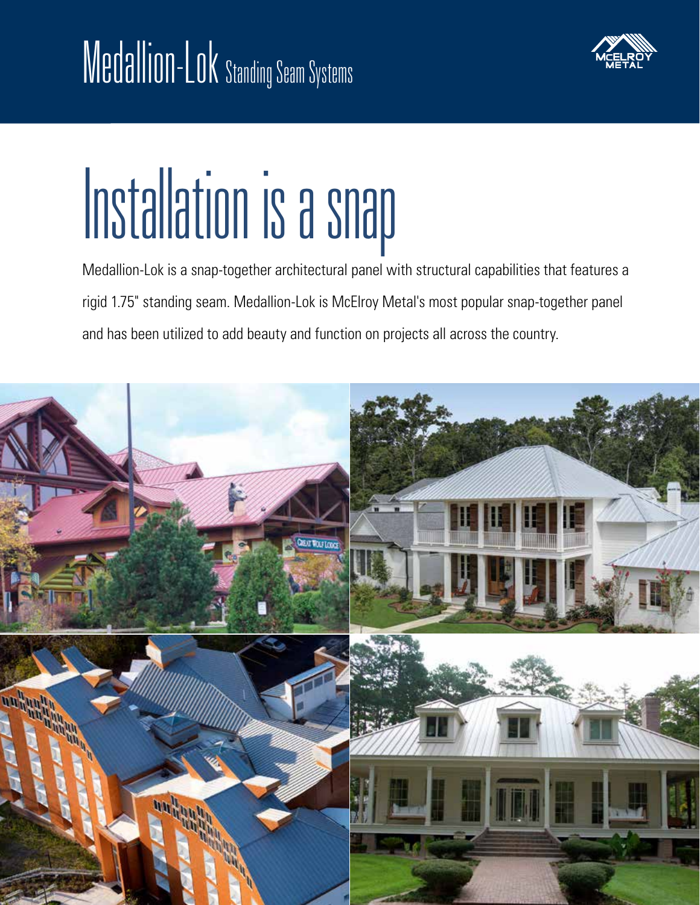# Medallion-Lok Standing Seam Systems

## Installation is a snap

Medallion-Lok is a snap-together architectural panel with structural capabilities that features a rigid 1.75" standing seam. Medallion-Lok is McElroy Metal's most popular snap-together panel and has been utilized to add beauty and function on projects all across the country.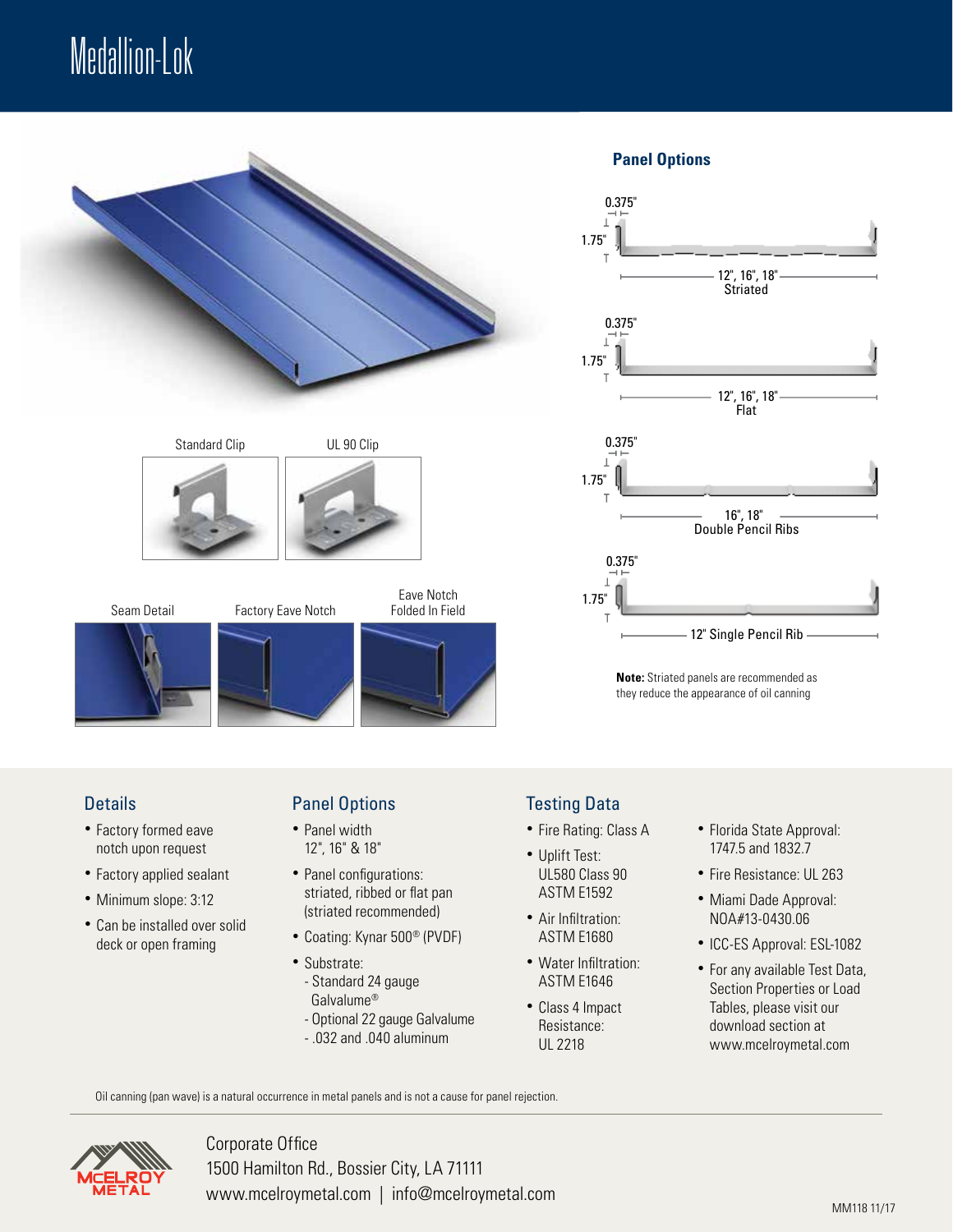# Medallion-Lok

Standard Clip

UL 90 Clip

Seam Detail

Factory Eave Notch

Eave Notch Folded In Field

## Panel Options

0.375"

1.75"

12", 16", 18"
Striated

0.375"

1.75"

12", 16", 18"
Flat

0.375"

1.75"

16", 18"
Double Pencil Ribs

0.375"

1.75"

12" Single Pencil Rib

**Note:** Striated panels are recommended as they reduce the appearance of oil canning

## Details

- Factory formed eave notch upon request
- Factory applied sealant
- Minimum slope: 3:12
- Can be installed over solid deck or open framing

## Panel Options

- Panel width 12", 16" & 18"
- Panel configurations: striated, ribbed or flat pan (striated recommended)
- Coating: Kynar 500® (PVDF)
- Substrate:
  - Standard 24 gauge Galvalume®
  - Optional 22 gauge Galvalume
  - .032 and .040 aluminum

## Testing Data

- Fire Rating: Class A
- Uplift Test: UL580 Class 90 ASTM E1592
- Air Infiltration: ASTM E1680
- Water Infiltration: ASTM E1646
- Class 4 Impact Resistance: UL 2218
- Florida State Approval: 1747.5 and 1832.7
- Fire Resistance: UL 263
- Miami Dade Approval: NOA#13-0430.06
- ICC-ES Approval: ESL-1082
- For any available Test Data, Section Properties or Load Tables, please visit our download section at www.mcelroymetal.com

Oil canning (pan wave) is a natural occurrence in metal panels and is not a cause for panel rejection.

MCELROY METAL

Corporate Office
1500 Hamilton Rd., Bossier City, LA 71111
www.mcelroymetal.com | info@mcelroymetal.com

MM118 11/17